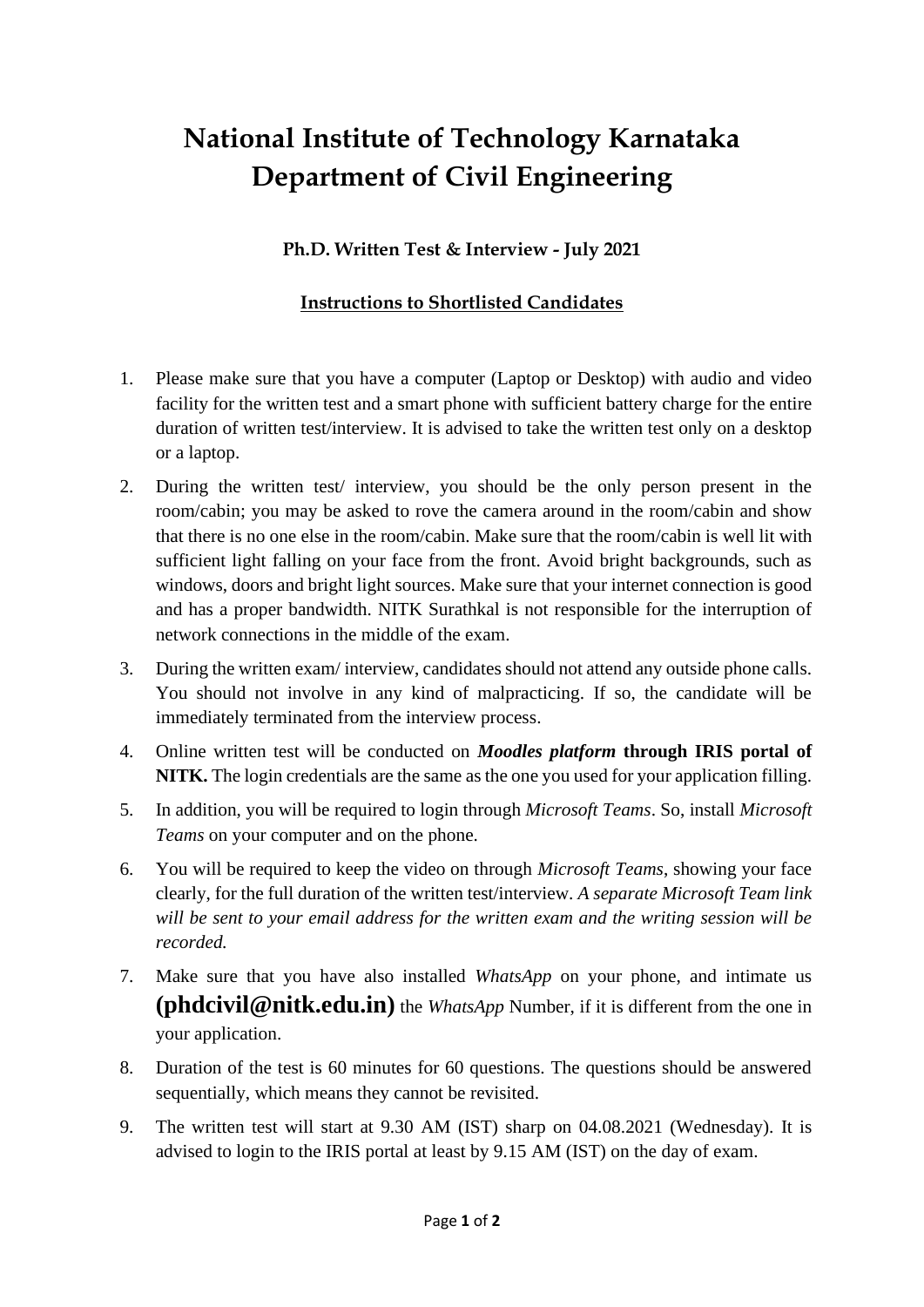# National Institute of Technology Karnataka
# Department of Civil Engineering

### Ph.D. Written Test & Interview - July 2021

### <u>Instructions to Shortlisted Candidates</u>

1. Please make sure that you have a computer (Laptop or Desktop) with audio and video facility for the written test and a smart phone with sufficient battery charge for the entire duration of written test/interview. It is advised to take the written test only on a desktop or a laptop.
2. During the written test/ interview, you should be the only person present in the room/cabin; you may be asked to rove the camera around in the room/cabin and show that there is no one else in the room/cabin. Make sure that the room/cabin is well lit with sufficient light falling on your face from the front. Avoid bright backgrounds, such as windows, doors and bright light sources. Make sure that your internet connection is good and has a proper bandwidth. NITK Surathkal is not responsible for the interruption of network connections in the middle of the exam.
3. During the written exam/ interview, candidates should not attend any outside phone calls. You should not involve in any kind of malpracticing. If so, the candidate will be immediately terminated from the interview process.
4. Online written test will be conducted on ***Moodles platform*** **through IRIS portal of NITK.** The login credentials are the same as the one you used for your application filling.
5. In addition, you will be required to login through *Microsoft Teams*. So, install *Microsoft Teams* on your computer and on the phone.
6. You will be required to keep the video on through *Microsoft Teams*, showing your face clearly, for the full duration of the written test/interview. *A separate Microsoft Team link will be sent to your email address for the written exam and the writing session will be recorded.*
7. Make sure that you have also installed *WhatsApp* on your phone, and intimate us **(phdcivil@nitk.edu.in)** the *WhatsApp* Number, if it is different from the one in your application.
8. Duration of the test is 60 minutes for 60 questions. The questions should be answered sequentially, which means they cannot be revisited.
9. The written test will start at 9.30 AM (IST) sharp on 04.08.2021 (Wednesday). It is advised to login to the IRIS portal at least by 9.15 AM (IST) on the day of exam.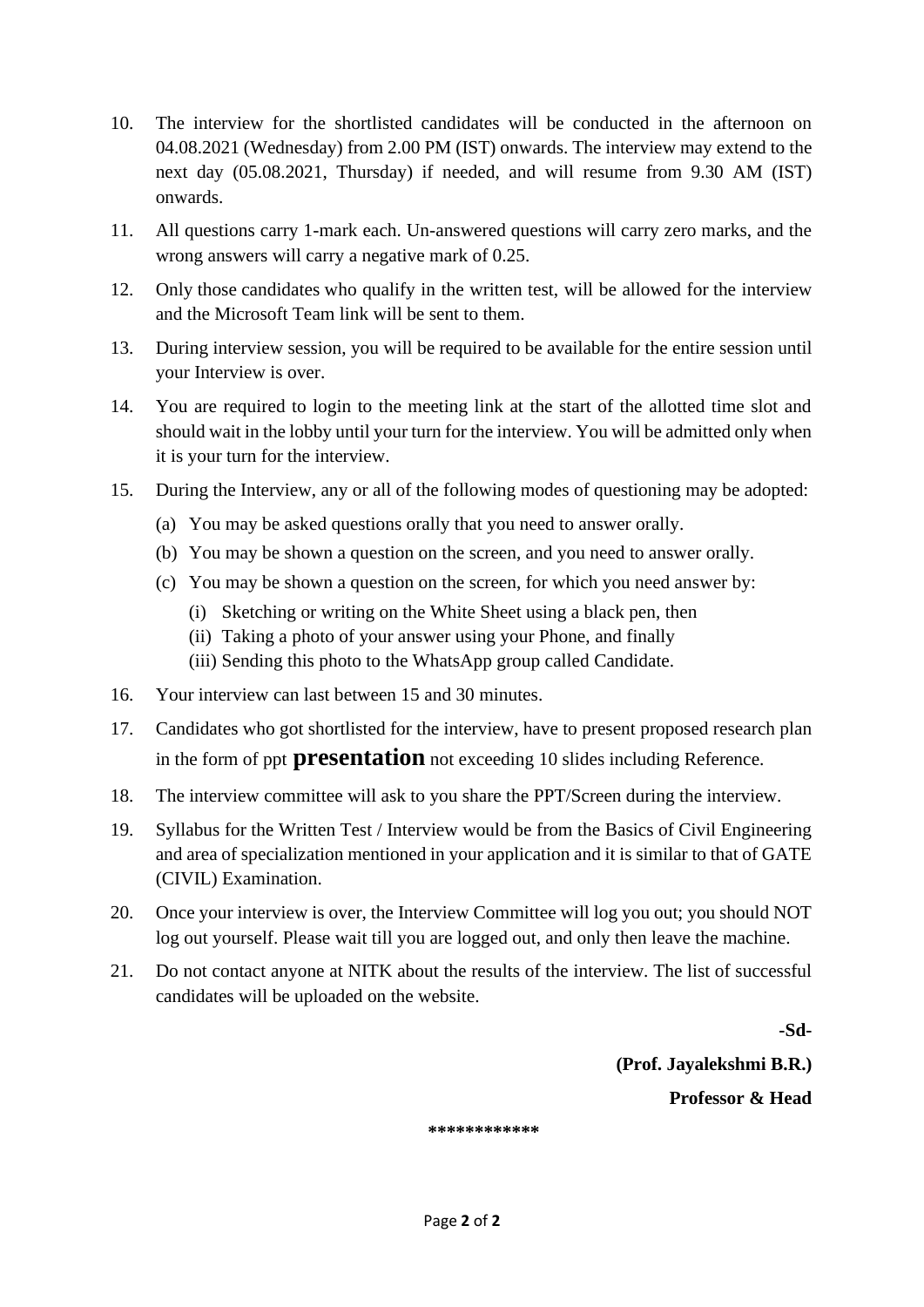10. The interview for the shortlisted candidates will be conducted in the afternoon on 04.08.2021 (Wednesday) from 2.00 PM (IST) onwards. The interview may extend to the next day (05.08.2021, Thursday) if needed, and will resume from 9.30 AM (IST) onwards.
11. All questions carry 1-mark each. Un-answered questions will carry zero marks, and the wrong answers will carry a negative mark of 0.25.
12. Only those candidates who qualify in the written test, will be allowed for the interview and the Microsoft Team link will be sent to them.
13. During interview session, you will be required to be available for the entire session until your Interview is over.
14. You are required to login to the meeting link at the start of the allotted time slot and should wait in the lobby until your turn for the interview. You will be admitted only when it is your turn for the interview.
15. During the Interview, any or all of the following modes of questioning may be adopted:
    - (a) You may be asked questions orally that you need to answer orally.
    - (b) You may be shown a question on the screen, and you need to answer orally.
    - (c) You may be shown a question on the screen, for which you need answer by:
        - (i) Sketching or writing on the White Sheet using a black pen, then
        - (ii) Taking a photo of your answer using your Phone, and finally
        - (iii) Sending this photo to the WhatsApp group called Candidate.
16. Your interview can last between 15 and 30 minutes.
17. Candidates who got shortlisted for the interview, have to present proposed research plan in the form of ppt **presentation** not exceeding 10 slides including Reference.
18. The interview committee will ask to you share the PPT/Screen during the interview.
19. Syllabus for the Written Test / Interview would be from the Basics of Civil Engineering and area of specialization mentioned in your application and it is similar to that of GATE (CIVIL) Examination.
20. Once your interview is over, the Interview Committee will log you out; you should NOT log out yourself. Please wait till you are logged out, and only then leave the machine.
21. Do not contact anyone at NITK about the results of the interview. The list of successful candidates will be uploaded on the website.

**-Sd-**

**(Prof. Jayalekshmi B.R.)**

**Professor & Head**

************